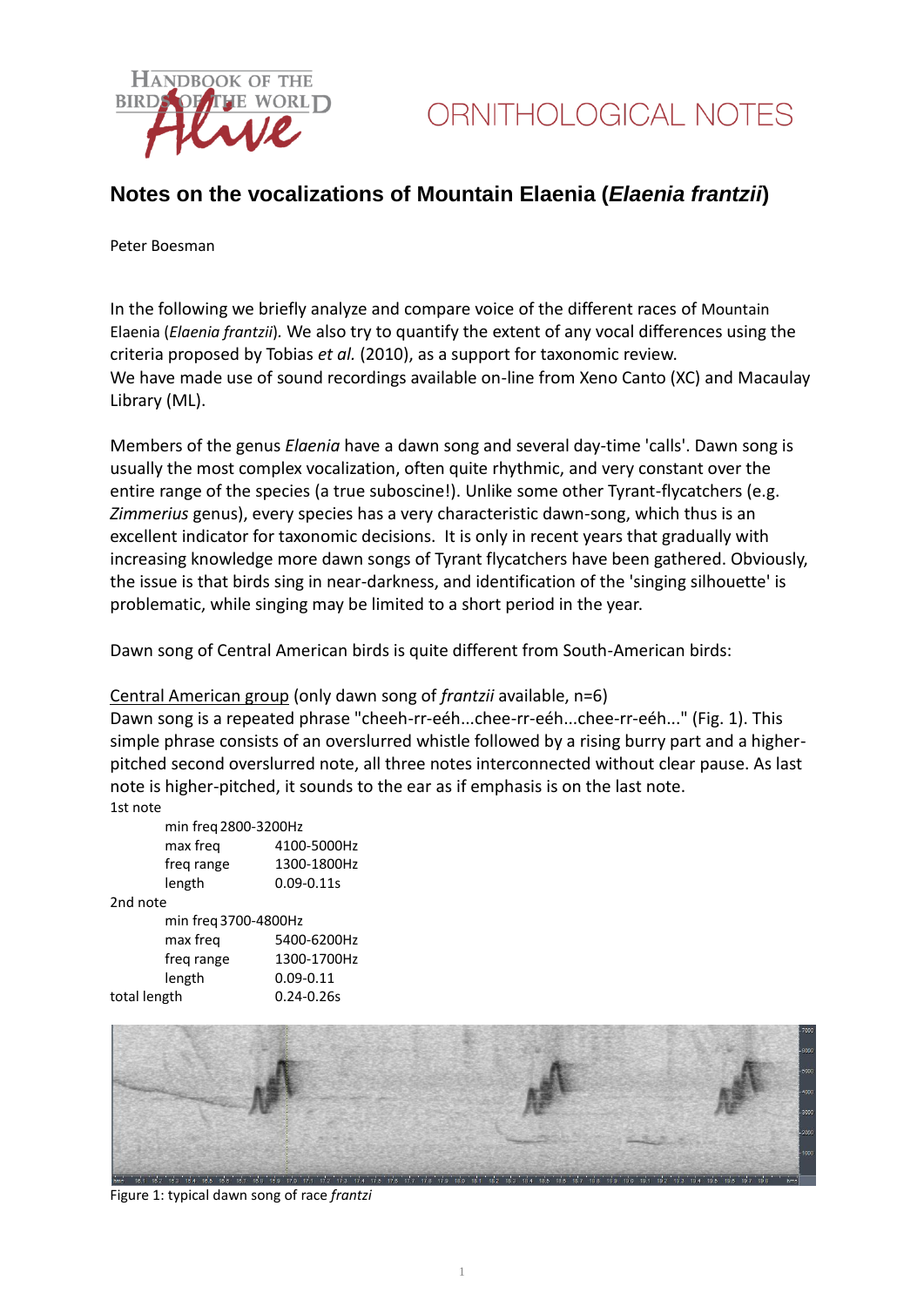# Notes on the vocalizations of Mountain Elaenia (*Elaenia frantzii*)

Peter Boesman

In the following we briefly analyze and compare voice of the different races of Mountain Elaenia (*Elaenia frantzii*). We also try to quantify the extent of any vocal differences using the criteria proposed by Tobias *et al.* (2010), as a support for taxonomic review.
We have made use of sound recordings available on-line from Xeno Canto (XC) and Macaulay Library (ML).

Members of the genus *Elaenia* have a dawn song and several day-time 'calls'. Dawn song is usually the most complex vocalization, often quite rhythmic, and very constant over the entire range of the species (a true suboscine!). Unlike some other Tyrant-flycatchers (e.g. *Zimmerius* genus), every species has a very characteristic dawn-song, which thus is an excellent indicator for taxonomic decisions. It is only in recent years that gradually with increasing knowledge more dawn songs of Tyrant flycatchers have been gathered. Obviously, the issue is that birds sing in near-darkness, and identification of the 'singing silhouette' is problematic, while singing may be limited to a short period in the year.

Dawn song of Central American birds is quite different from South-American birds:

<u>Central American group</u> (only dawn song of *frantzii* available, n=6)
Dawn song is a repeated phrase "cheeh-rr-eéh...chee-rr-eéh...chee-rr-eéh..." (Fig. 1). This simple phrase consists of an overslurred whistle followed by a rising burry part and a higher-pitched second overslurred note, all three notes interconnected without clear pause. As last note is higher-pitched, it sounds to the ear as if emphasis is on the last note.

1st note

| | |
|---|---|
| min freq | 2800-3200Hz |
| max freq | 4100-5000Hz |
| freq range | 1300-1800Hz |
| length | 0.09-0.11s |

2nd note

| | |
|---|---|
| min freq | 3700-4800Hz |
| max freq | 5400-6200Hz |
| freq range | 1300-1700Hz |
| length | 0.09-0.11 |

total length 0.24-0.26s

Figure 1: typical dawn song of race *frantzi*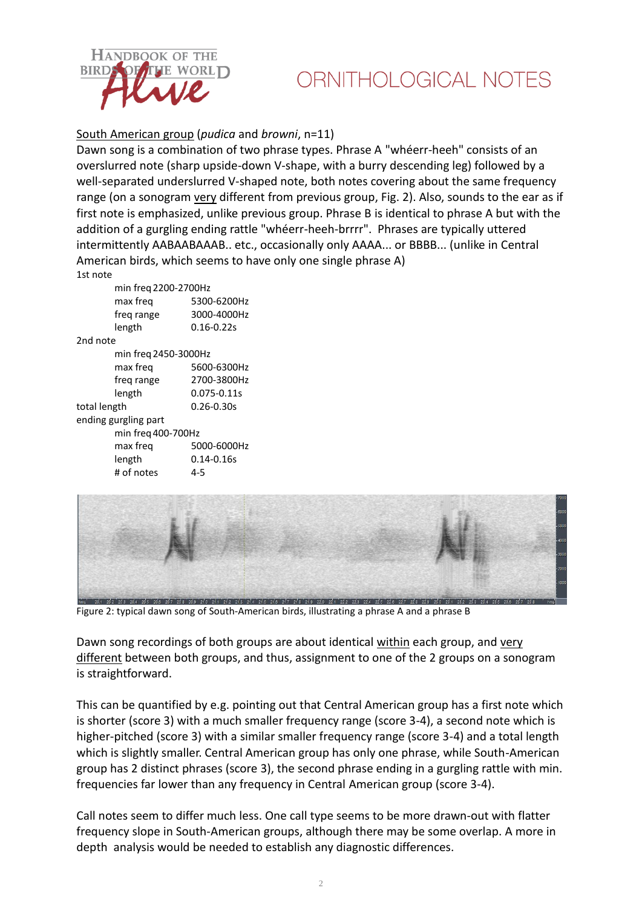South American group (*pudica* and *browni*, n=11)

Dawn song is a combination of two phrase types. Phrase A "whéerr-heeh" consists of an overslurred note (sharp upside-down V-shape, with a burry descending leg) followed by a well-separated underslurred V-shaped note, both notes covering about the same frequency range (on a sonogram very different from previous group, Fig. 2). Also, sounds to the ear as if first note is emphasized, unlike previous group. Phrase B is identical to phrase A but with the addition of a gurgling ending rattle "whéerr-heeh-brrrr". Phrases are typically uttered intermittently AABAABAAAB.. etc., occasionally only AAAA... or BBBB... (unlike in Central American birds, which seems to have only one single phrase A)

1st note

- min freq 2200-2700Hz
- max freq 5300-6200Hz
- freq range 3000-4000Hz
- length 0.16-0.22s

2nd note

- min freq 2450-3000Hz
- max freq 5600-6300Hz
- freq range 2700-3800Hz
- length 0.075-0.11s

total length 0.26-0.30s

ending gurgling part

- min freq 400-700Hz
- max freq 5000-6000Hz
- length 0.14-0.16s
- # of notes 4-5

Figure 2: typical dawn song of South-American birds, illustrating a phrase A and a phrase B

Dawn song recordings of both groups are about identical within each group, and very different between both groups, and thus, assignment to one of the 2 groups on a sonogram is straightforward.

This can be quantified by e.g. pointing out that Central American group has a first note which is shorter (score 3) with a much smaller frequency range (score 3-4), a second note which is higher-pitched (score 3) with a similar smaller frequency range (score 3-4) and a total length which is slightly smaller. Central American group has only one phrase, while South-American group has 2 distinct phrases (score 3), the second phrase ending in a gurgling rattle with min. frequencies far lower than any frequency in Central American group (score 3-4).

Call notes seem to differ much less. One call type seems to be more drawn-out with flatter frequency slope in South-American groups, although there may be some overlap. A more in depth analysis would be needed to establish any diagnostic differences.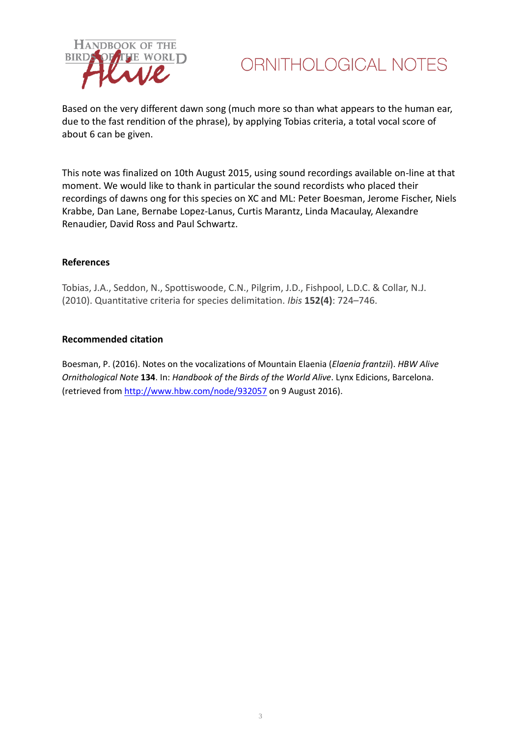Based on the very different dawn song (much more so than what appears to the human ear, due to the fast rendition of the phrase), by applying Tobias criteria, a total vocal score of about 6 can be given.

This note was finalized on 10th August 2015, using sound recordings available on-line at that moment. We would like to thank in particular the sound recordists who placed their recordings of dawns ong for this species on XC and ML: Peter Boesman, Jerome Fischer, Niels Krabbe, Dan Lane, Bernabe Lopez-Lanus, Curtis Marantz, Linda Macaulay, Alexandre Renaudier, David Ross and Paul Schwartz.

**References**

Tobias, J.A., Seddon, N., Spottiswoode, C.N., Pilgrim, J.D., Fishpool, L.D.C. & Collar, N.J. (2010). Quantitative criteria for species delimitation. *Ibis* **152(4)**: 724–746.

**Recommended citation**

Boesman, P. (2016). Notes on the vocalizations of Mountain Elaenia (*Elaenia frantzii*). *HBW Alive Ornithological Note* **134**. In: *Handbook of the Birds of the World Alive*. Lynx Edicions, Barcelona. (retrieved from http://www.hbw.com/node/932057 on 9 August 2016).